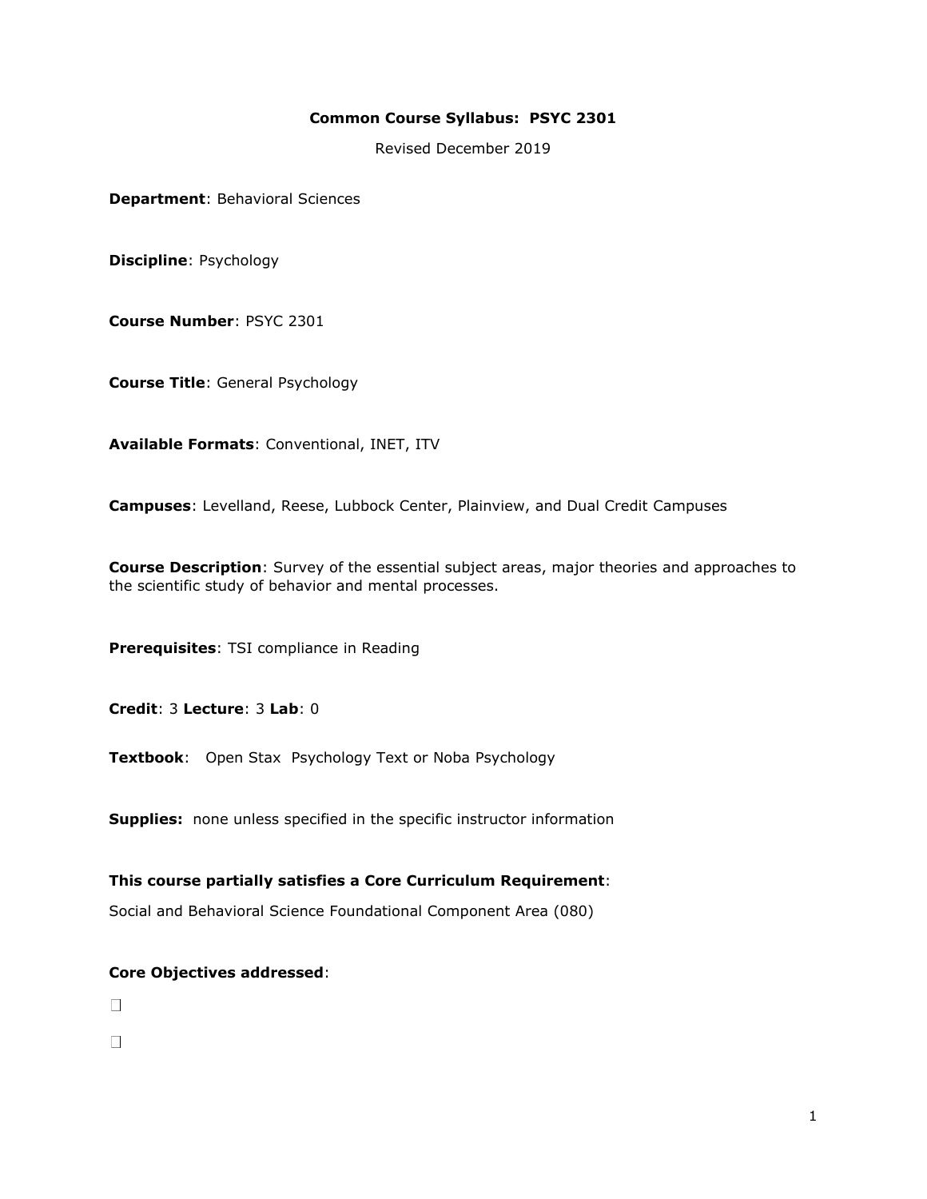**Common Course Syllabus: PSYC 2301**

Revised December 2019

**Department**: Behavioral Sciences

**Discipline**: Psychology

**Course Number**: PSYC 2301

**Course Title**: General Psychology

**Available Formats**: Conventional, INET, ITV

**Campuses**: Levelland, Reese, Lubbock Center, Plainview, and Dual Credit Campuses

**Course Description**: Survey of the essential subject areas, major theories and approaches to the scientific study of behavior and mental processes.

**Prerequisites**: TSI compliance in Reading

**Credit**: 3 **Lecture**: 3 **Lab**: 0

**Textbook**: Open Stax Psychology Text or Noba Psychology

**Supplies:** none unless specified in the specific instructor information

**This course partially satisfies a Core Curriculum Requirement**:

Social and Behavioral Science Foundational Component Area (080)

**Core Objectives addressed**:

☐

☐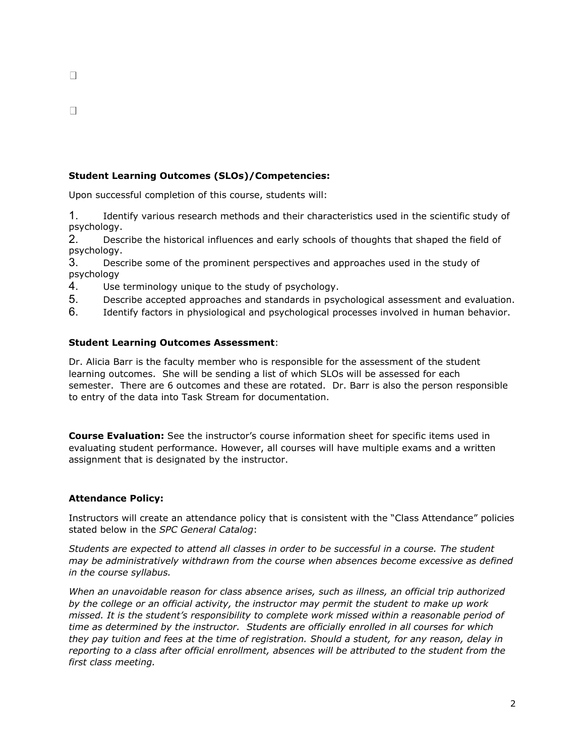### **Student Learning Outcomes (SLOs)/Competencies:**

Upon successful completion of this course, students will:

1. Identify various research methods and their characteristics used in the scientific study of psychology.
2. Describe the historical influences and early schools of thoughts that shaped the field of psychology.
3. Describe some of the prominent perspectives and approaches used in the study of psychology
4. Use terminology unique to the study of psychology.
5. Describe accepted approaches and standards in psychological assessment and evaluation.
6. Identify factors in physiological and psychological processes involved in human behavior.

### **Student Learning Outcomes Assessment**:

Dr. Alicia Barr is the faculty member who is responsible for the assessment of the student learning outcomes. She will be sending a list of which SLOs will be assessed for each semester. There are 6 outcomes and these are rotated. Dr. Barr is also the person responsible to entry of the data into Task Stream for documentation.

**Course Evaluation:** See the instructor's course information sheet for specific items used in evaluating student performance. However, all courses will have multiple exams and a written assignment that is designated by the instructor.

### **Attendance Policy:**

Instructors will create an attendance policy that is consistent with the "Class Attendance" policies stated below in the *SPC General Catalog*:

*Students are expected to attend all classes in order to be successful in a course. The student may be administratively withdrawn from the course when absences become excessive as defined in the course syllabus.*

*When an unavoidable reason for class absence arises, such as illness, an official trip authorized by the college or an official activity, the instructor may permit the student to make up work missed. It is the student's responsibility to complete work missed within a reasonable period of time as determined by the instructor. Students are officially enrolled in all courses for which they pay tuition and fees at the time of registration. Should a student, for any reason, delay in reporting to a class after official enrollment, absences will be attributed to the student from the first class meeting.*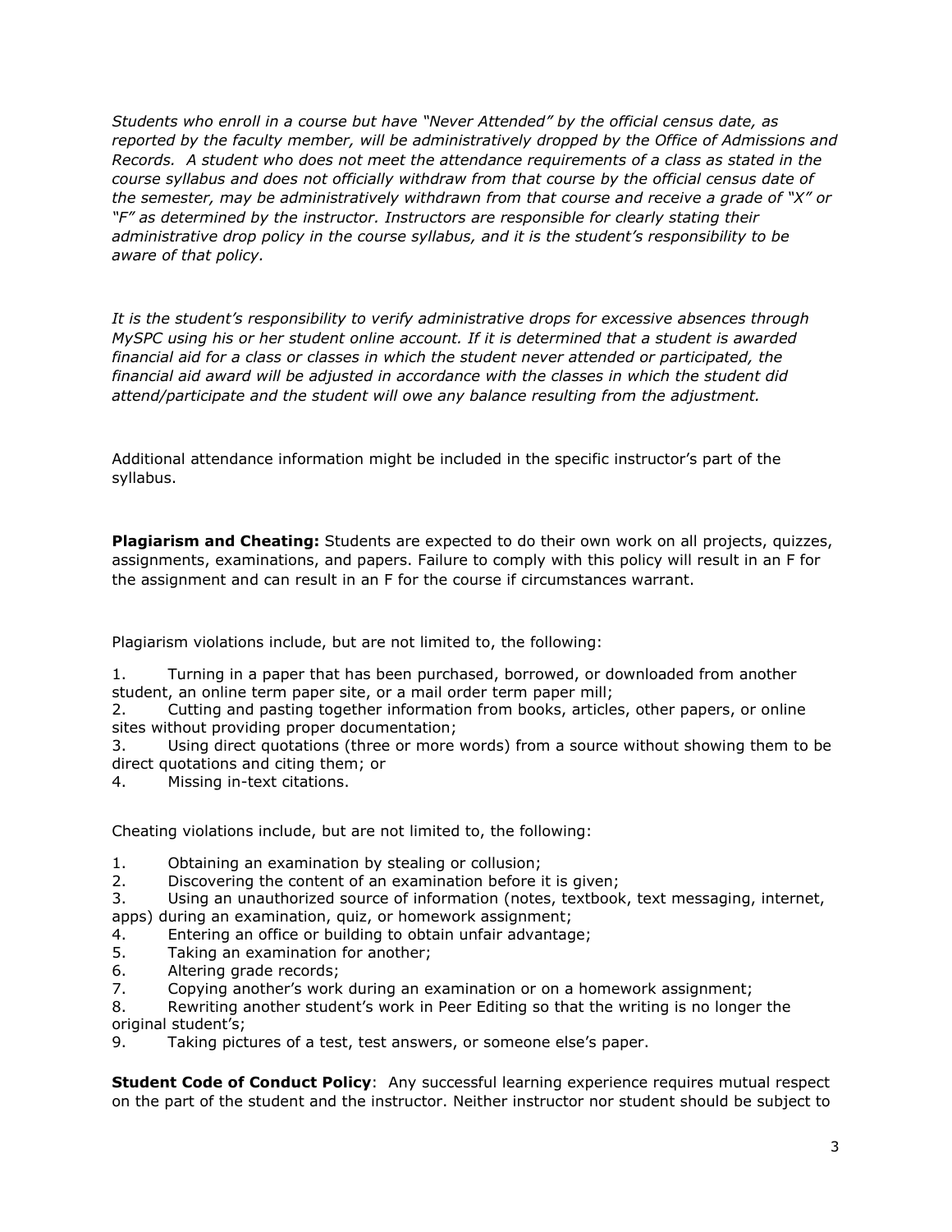*Students who enroll in a course but have "Never Attended" by the official census date, as reported by the faculty member, will be administratively dropped by the Office of Admissions and Records. A student who does not meet the attendance requirements of a class as stated in the course syllabus and does not officially withdraw from that course by the official census date of the semester, may be administratively withdrawn from that course and receive a grade of "X" or "F" as determined by the instructor. Instructors are responsible for clearly stating their administrative drop policy in the course syllabus, and it is the student's responsibility to be aware of that policy.*

*It is the student's responsibility to verify administrative drops for excessive absences through MySPC using his or her student online account. If it is determined that a student is awarded financial aid for a class or classes in which the student never attended or participated, the financial aid award will be adjusted in accordance with the classes in which the student did attend/participate and the student will owe any balance resulting from the adjustment.*

Additional attendance information might be included in the specific instructor's part of the syllabus.

**Plagiarism and Cheating:** Students are expected to do their own work on all projects, quizzes, assignments, examinations, and papers. Failure to comply with this policy will result in an F for the assignment and can result in an F for the course if circumstances warrant.

Plagiarism violations include, but are not limited to, the following:

1. Turning in a paper that has been purchased, borrowed, or downloaded from another student, an online term paper site, or a mail order term paper mill;
2. Cutting and pasting together information from books, articles, other papers, or online sites without providing proper documentation;
3. Using direct quotations (three or more words) from a source without showing them to be direct quotations and citing them; or
4. Missing in-text citations.

Cheating violations include, but are not limited to, the following:

1. Obtaining an examination by stealing or collusion;
2. Discovering the content of an examination before it is given;
3. Using an unauthorized source of information (notes, textbook, text messaging, internet, apps) during an examination, quiz, or homework assignment;
4. Entering an office or building to obtain unfair advantage;
5. Taking an examination for another;
6. Altering grade records;
7. Copying another's work during an examination or on a homework assignment;
8. Rewriting another student's work in Peer Editing so that the writing is no longer the original student's;
9. Taking pictures of a test, test answers, or someone else's paper.

**Student Code of Conduct Policy**: Any successful learning experience requires mutual respect on the part of the student and the instructor. Neither instructor nor student should be subject to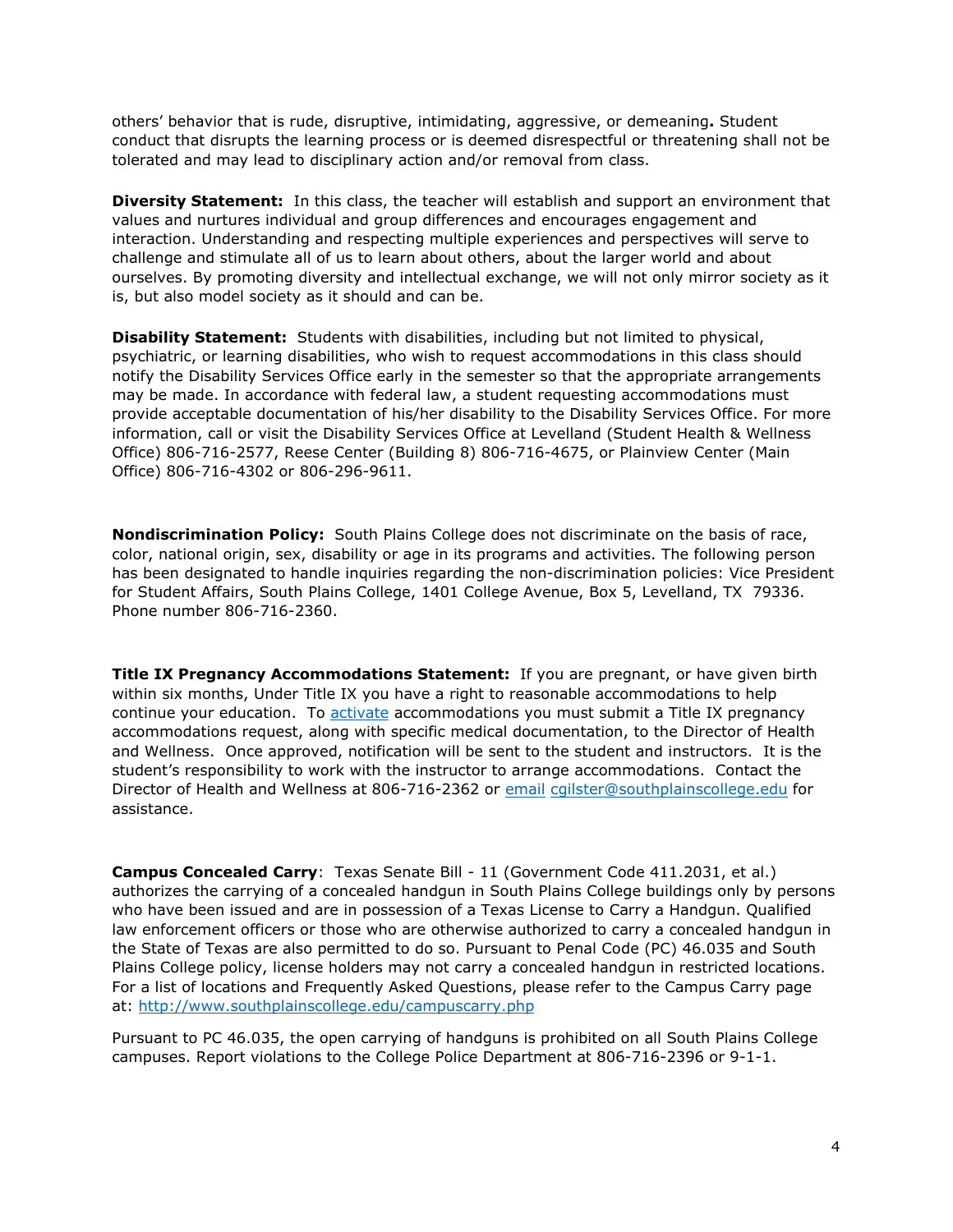others' behavior that is rude, disruptive, intimidating, aggressive, or demeaning**.** Student conduct that disrupts the learning process or is deemed disrespectful or threatening shall not be tolerated and may lead to disciplinary action and/or removal from class.

**Diversity Statement:** In this class, the teacher will establish and support an environment that values and nurtures individual and group differences and encourages engagement and interaction. Understanding and respecting multiple experiences and perspectives will serve to challenge and stimulate all of us to learn about others, about the larger world and about ourselves. By promoting diversity and intellectual exchange, we will not only mirror society as it is, but also model society as it should and can be.

**Disability Statement:** Students with disabilities, including but not limited to physical, psychiatric, or learning disabilities, who wish to request accommodations in this class should notify the Disability Services Office early in the semester so that the appropriate arrangements may be made. In accordance with federal law, a student requesting accommodations must provide acceptable documentation of his/her disability to the Disability Services Office. For more information, call or visit the Disability Services Office at Levelland (Student Health & Wellness Office) 806-716-2577, Reese Center (Building 8) 806-716-4675, or Plainview Center (Main Office) 806-716-4302 or 806-296-9611.

**Nondiscrimination Policy:** South Plains College does not discriminate on the basis of race, color, national origin, sex, disability or age in its programs and activities. The following person has been designated to handle inquiries regarding the non-discrimination policies: Vice President for Student Affairs, South Plains College, 1401 College Avenue, Box 5, Levelland, TX 79336. Phone number 806-716-2360.

**Title IX Pregnancy Accommodations Statement:** If you are pregnant, or have given birth within six months, Under Title IX you have a right to reasonable accommodations to help continue your education. To activate accommodations you must submit a Title IX pregnancy accommodations request, along with specific medical documentation, to the Director of Health and Wellness. Once approved, notification will be sent to the student and instructors. It is the student's responsibility to work with the instructor to arrange accommodations. Contact the Director of Health and Wellness at 806-716-2362 or email cgilster@southplainscollege.edu for assistance.

**Campus Concealed Carry**: Texas Senate Bill - 11 (Government Code 411.2031, et al.) authorizes the carrying of a concealed handgun in South Plains College buildings only by persons who have been issued and are in possession of a Texas License to Carry a Handgun. Qualified law enforcement officers or those who are otherwise authorized to carry a concealed handgun in the State of Texas are also permitted to do so. Pursuant to Penal Code (PC) 46.035 and South Plains College policy, license holders may not carry a concealed handgun in restricted locations. For a list of locations and Frequently Asked Questions, please refer to the Campus Carry page at: http://www.southplainscollege.edu/campuscarry.php

Pursuant to PC 46.035, the open carrying of handguns is prohibited on all South Plains College campuses. Report violations to the College Police Department at 806-716-2396 or 9-1-1.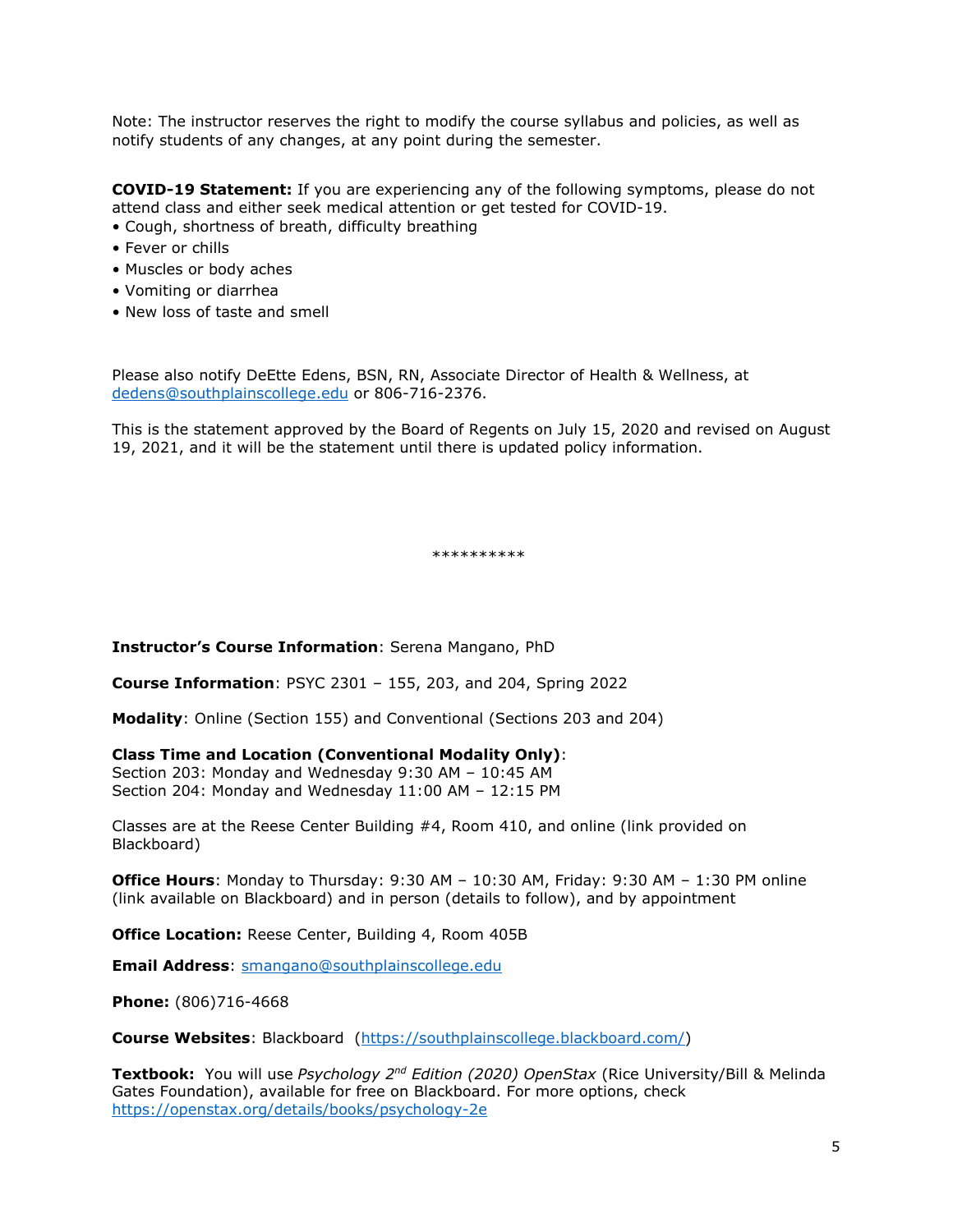Note: The instructor reserves the right to modify the course syllabus and policies, as well as notify students of any changes, at any point during the semester.

**COVID-19 Statement:** If you are experiencing any of the following symptoms, please do not attend class and either seek medical attention or get tested for COVID-19.

- Cough, shortness of breath, difficulty breathing
- Fever or chills
- Muscles or body aches
- Vomiting or diarrhea
- New loss of taste and smell

Please also notify DeEtte Edens, BSN, RN, Associate Director of Health & Wellness, at dedens@southplainscollege.edu or 806-716-2376.

This is the statement approved by the Board of Regents on July 15, 2020 and revised on August 19, 2021, and it will be the statement until there is updated policy information.

**********

**Instructor's Course Information**: Serena Mangano, PhD

**Course Information**: PSYC 2301 – 155, 203, and 204, Spring 2022

**Modality**: Online (Section 155) and Conventional (Sections 203 and 204)

**Class Time and Location (Conventional Modality Only)**:
Section 203: Monday and Wednesday 9:30 AM – 10:45 AM
Section 204: Monday and Wednesday 11:00 AM – 12:15 PM

Classes are at the Reese Center Building #4, Room 410, and online (link provided on Blackboard)

**Office Hours**: Monday to Thursday: 9:30 AM – 10:30 AM, Friday: 9:30 AM – 1:30 PM online (link available on Blackboard) and in person (details to follow), and by appointment

**Office Location:** Reese Center, Building 4, Room 405B

**Email Address**: smangano@southplainscollege.edu

**Phone:** (806)716-4668

**Course Websites**: Blackboard (https://southplainscollege.blackboard.com/)

**Textbook:** You will use *Psychology 2nd Edition (2020) OpenStax* (Rice University/Bill & Melinda Gates Foundation), available for free on Blackboard. For more options, check https://openstax.org/details/books/psychology-2e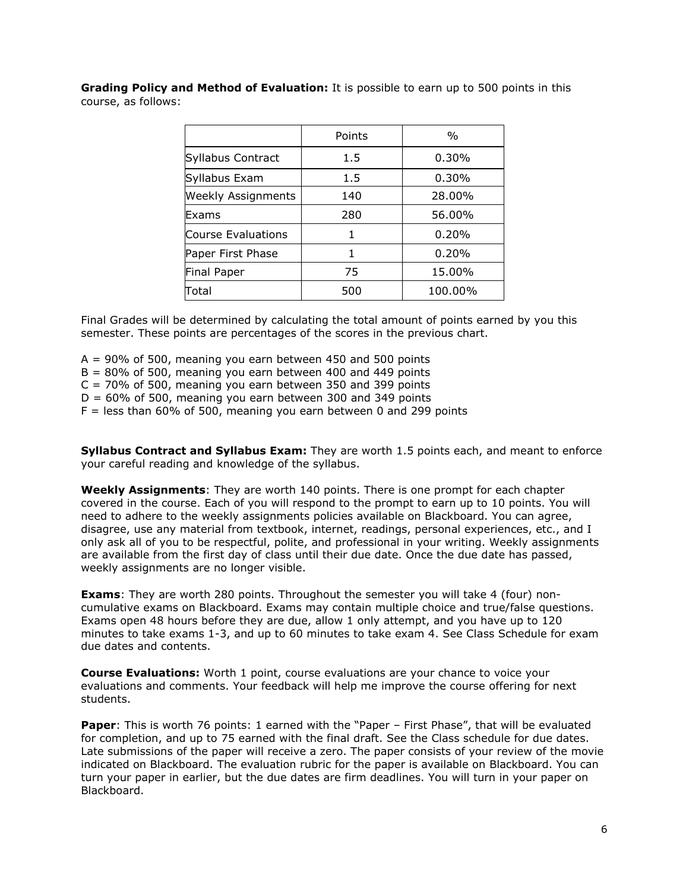**Grading Policy and Method of Evaluation:** It is possible to earn up to 500 points in this course, as follows:

| | Points | % |
|---|---|---|
| Syllabus Contract | 1.5 | 0.30% |
| Syllabus Exam | 1.5 | 0.30% |
| Weekly Assignments | 140 | 28.00% |
| Exams | 280 | 56.00% |
| Course Evaluations | 1 | 0.20% |
| Paper First Phase | 1 | 0.20% |
| Final Paper | 75 | 15.00% |
| Total | 500 | 100.00% |

Final Grades will be determined by calculating the total amount of points earned by you this semester. These points are percentages of the scores in the previous chart.

A = 90% of 500, meaning you earn between 450 and 500 points
B = 80% of 500, meaning you earn between 400 and 449 points
C = 70% of 500, meaning you earn between 350 and 399 points
D = 60% of 500, meaning you earn between 300 and 349 points
F = less than 60% of 500, meaning you earn between 0 and 299 points

**Syllabus Contract and Syllabus Exam:** They are worth 1.5 points each, and meant to enforce your careful reading and knowledge of the syllabus.

**Weekly Assignments**: They are worth 140 points. There is one prompt for each chapter covered in the course. Each of you will respond to the prompt to earn up to 10 points. You will need to adhere to the weekly assignments policies available on Blackboard. You can agree, disagree, use any material from textbook, internet, readings, personal experiences, etc., and I only ask all of you to be respectful, polite, and professional in your writing. Weekly assignments are available from the first day of class until their due date. Once the due date has passed, weekly assignments are no longer visible.

**Exams**: They are worth 280 points. Throughout the semester you will take 4 (four) non-cumulative exams on Blackboard. Exams may contain multiple choice and true/false questions. Exams open 48 hours before they are due, allow 1 only attempt, and you have up to 120 minutes to take exams 1-3, and up to 60 minutes to take exam 4. See Class Schedule for exam due dates and contents.

**Course Evaluations:** Worth 1 point, course evaluations are your chance to voice your evaluations and comments. Your feedback will help me improve the course offering for next students.

**Paper**: This is worth 76 points: 1 earned with the "Paper – First Phase", that will be evaluated for completion, and up to 75 earned with the final draft. See the Class schedule for due dates. Late submissions of the paper will receive a zero. The paper consists of your review of the movie indicated on Blackboard. The evaluation rubric for the paper is available on Blackboard. You can turn your paper in earlier, but the due dates are firm deadlines. You will turn in your paper on Blackboard.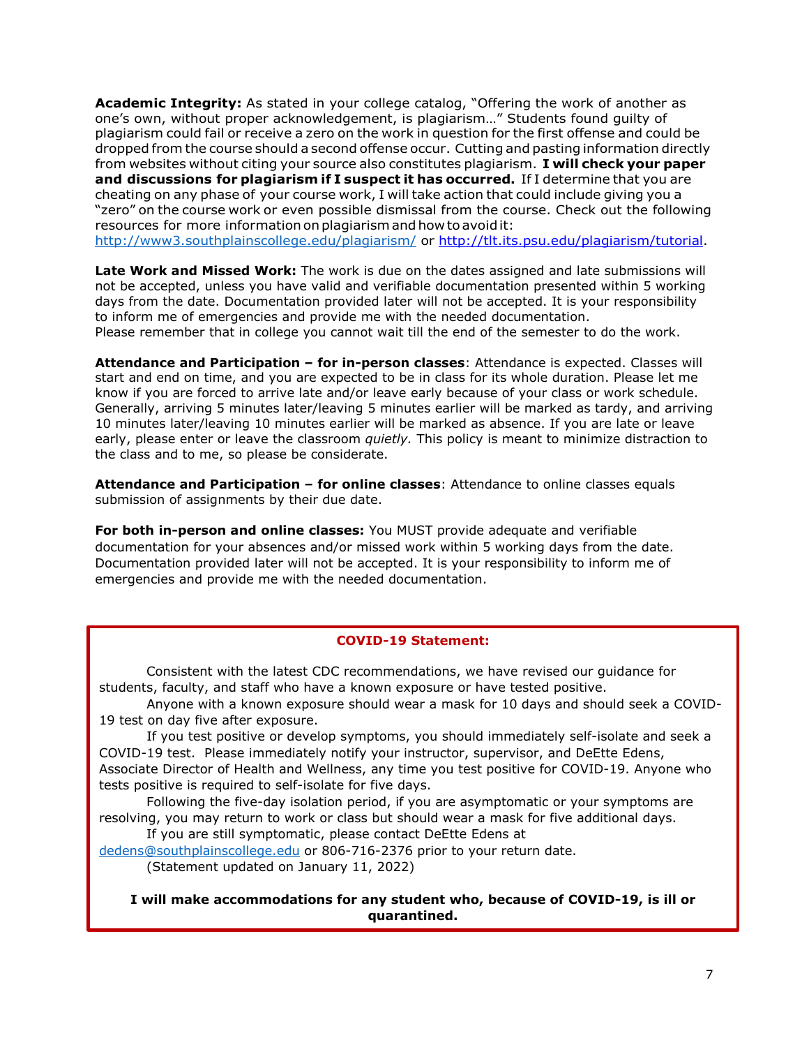**Academic Integrity:** As stated in your college catalog, "Offering the work of another as one's own, without proper acknowledgement, is plagiarism…" Students found guilty of plagiarism could fail or receive a zero on the work in question for the first offense and could be dropped from the course should a second offense occur. Cutting and pasting information directly from websites without citing your source also constitutes plagiarism. **I will check your paper and discussions for plagiarism if I suspect it has occurred.** If I determine that you are cheating on any phase of your course work, I will take action that could include giving you a "zero" on the course work or even possible dismissal from the course. Check out the following resources for more information on plagiarism and how to avoid it: http://www3.southplainscollege.edu/plagiarism/ or http://tlt.its.psu.edu/plagiarism/tutorial.

**Late Work and Missed Work:** The work is due on the dates assigned and late submissions will not be accepted, unless you have valid and verifiable documentation presented within 5 working days from the date. Documentation provided later will not be accepted. It is your responsibility to inform me of emergencies and provide me with the needed documentation.
Please remember that in college you cannot wait till the end of the semester to do the work.

**Attendance and Participation – for in-person classes**: Attendance is expected. Classes will start and end on time, and you are expected to be in class for its whole duration. Please let me know if you are forced to arrive late and/or leave early because of your class or work schedule. Generally, arriving 5 minutes later/leaving 5 minutes earlier will be marked as tardy, and arriving 10 minutes later/leaving 10 minutes earlier will be marked as absence. If you are late or leave early, please enter or leave the classroom *quietly.* This policy is meant to minimize distraction to the class and to me, so please be considerate.

**Attendance and Participation – for online classes**: Attendance to online classes equals submission of assignments by their due date.

**For both in-person and online classes:** You MUST provide adequate and verifiable documentation for your absences and/or missed work within 5 working days from the date. Documentation provided later will not be accepted. It is your responsibility to inform me of emergencies and provide me with the needed documentation.

**COVID-19 Statement:**

Consistent with the latest CDC recommendations, we have revised our guidance for students, faculty, and staff who have a known exposure or have tested positive.

Anyone with a known exposure should wear a mask for 10 days and should seek a COVID-19 test on day five after exposure.

If you test positive or develop symptoms, you should immediately self-isolate and seek a COVID-19 test. Please immediately notify your instructor, supervisor, and DeEtte Edens, Associate Director of Health and Wellness, any time you test positive for COVID-19. Anyone who tests positive is required to self-isolate for five days.

Following the five-day isolation period, if you are asymptomatic or your symptoms are resolving, you may return to work or class but should wear a mask for five additional days.

If you are still symptomatic, please contact DeEtte Edens at dedens@southplainscollege.edu or 806-716-2376 prior to your return date.

(Statement updated on January 11, 2022)

**I will make accommodations for any student who, because of COVID-19, is ill or quarantined.**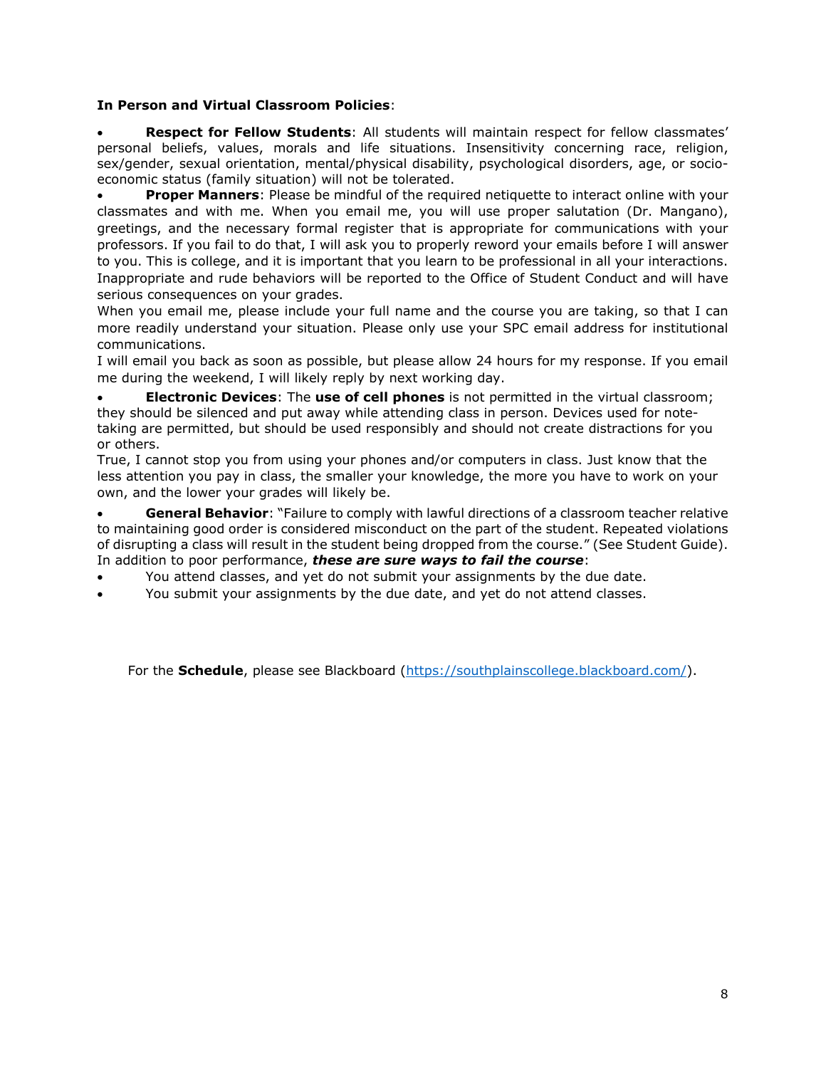**In Person and Virtual Classroom Policies**:

- **Respect for Fellow Students**: All students will maintain respect for fellow classmates' personal beliefs, values, morals and life situations. Insensitivity concerning race, religion, sex/gender, sexual orientation, mental/physical disability, psychological disorders, age, or socio-economic status (family situation) will not be tolerated.
- **Proper Manners**: Please be mindful of the required netiquette to interact online with your classmates and with me. When you email me, you will use proper salutation (Dr. Mangano), greetings, and the necessary formal register that is appropriate for communications with your professors. If you fail to do that, I will ask you to properly reword your emails before I will answer to you. This is college, and it is important that you learn to be professional in all your interactions. Inappropriate and rude behaviors will be reported to the Office of Student Conduct and will have serious consequences on your grades.

When you email me, please include your full name and the course you are taking, so that I can more readily understand your situation. Please only use your SPC email address for institutional communications.

I will email you back as soon as possible, but please allow 24 hours for my response. If you email me during the weekend, I will likely reply by next working day.

- **Electronic Devices**: The **use of cell phones** is not permitted in the virtual classroom; they should be silenced and put away while attending class in person. Devices used for note-taking are permitted, but should be used responsibly and should not create distractions for you or others.

True, I cannot stop you from using your phones and/or computers in class. Just know that the less attention you pay in class, the smaller your knowledge, the more you have to work on your own, and the lower your grades will likely be.

- **General Behavior**: "Failure to comply with lawful directions of a classroom teacher relative to maintaining good order is considered misconduct on the part of the student. Repeated violations of disrupting a class will result in the student being dropped from the course." (See Student Guide).

In addition to poor performance, ***these are sure ways to fail the course***:

- You attend classes, and yet do not submit your assignments by the due date.
- You submit your assignments by the due date, and yet do not attend classes.

For the **Schedule**, please see Blackboard (https://southplainscollege.blackboard.com/).